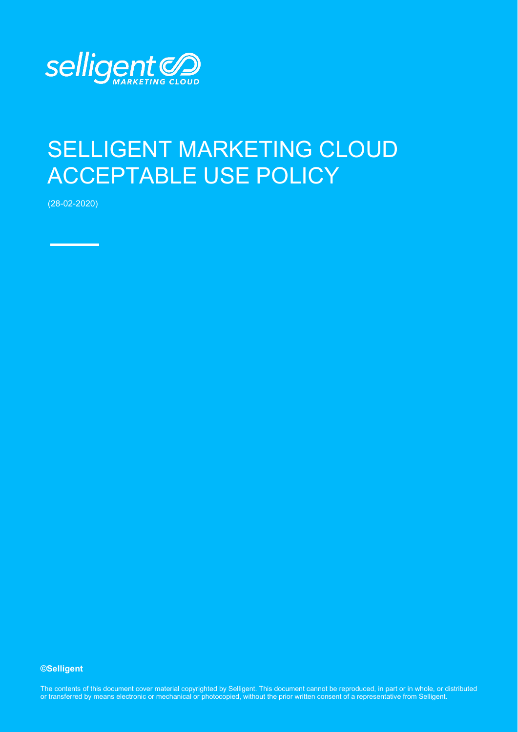# SELLIGENT MARKETING CLOUD ACCEPTABLE USE POLICY

(28-02-2020)

**©Selligent**

The contents of this document cover material copyrighted by Selligent. This document cannot be reproduced, in part or in whole, or distributed or transferred by means electronic or mechanical or photocopied, without the prior written consent of a representative from Selligent.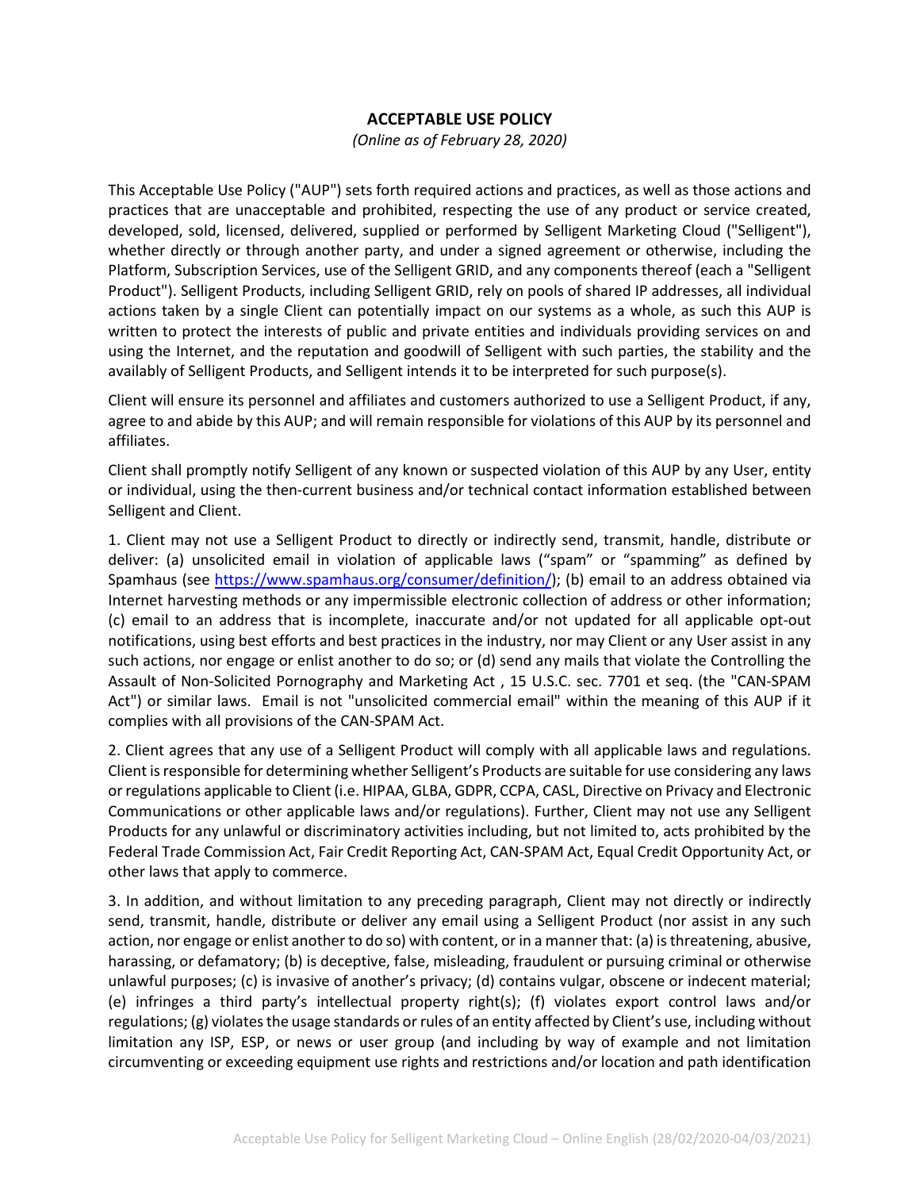## ACCEPTABLE USE POLICY

*(Online as of February 28, 2020)*

This Acceptable Use Policy ("AUP") sets forth required actions and practices, as well as those actions and practices that are unacceptable and prohibited, respecting the use of any product or service created, developed, sold, licensed, delivered, supplied or performed by Selligent Marketing Cloud ("Selligent"), whether directly or through another party, and under a signed agreement or otherwise, including the Platform, Subscription Services, use of the Selligent GRID, and any components thereof (each a "Selligent Product"). Selligent Products, including Selligent GRID, rely on pools of shared IP addresses, all individual actions taken by a single Client can potentially impact on our systems as a whole, as such this AUP is written to protect the interests of public and private entities and individuals providing services on and using the Internet, and the reputation and goodwill of Selligent with such parties, the stability and the availably of Selligent Products, and Selligent intends it to be interpreted for such purpose(s).

Client will ensure its personnel and affiliates and customers authorized to use a Selligent Product, if any, agree to and abide by this AUP; and will remain responsible for violations of this AUP by its personnel and affiliates.

Client shall promptly notify Selligent of any known or suspected violation of this AUP by any User, entity or individual, using the then-current business and/or technical contact information established between Selligent and Client.

1. Client may not use a Selligent Product to directly or indirectly send, transmit, handle, distribute or deliver: (a) unsolicited email in violation of applicable laws ("spam" or "spamming" as defined by Spamhaus (see https://www.spamhaus.org/consumer/definition/); (b) email to an address obtained via Internet harvesting methods or any impermissible electronic collection of address or other information; (c) email to an address that is incomplete, inaccurate and/or not updated for all applicable opt-out notifications, using best efforts and best practices in the industry, nor may Client or any User assist in any such actions, nor engage or enlist another to do so; or (d) send any mails that violate the Controlling the Assault of Non-Solicited Pornography and Marketing Act , 15 U.S.C. sec. 7701 et seq. (the "CAN-SPAM Act") or similar laws. Email is not "unsolicited commercial email" within the meaning of this AUP if it complies with all provisions of the CAN-SPAM Act.

2. Client agrees that any use of a Selligent Product will comply with all applicable laws and regulations. Client is responsible for determining whether Selligent's Products are suitable for use considering any laws or regulations applicable to Client (i.e. HIPAA, GLBA, GDPR, CCPA, CASL, Directive on Privacy and Electronic Communications or other applicable laws and/or regulations). Further, Client may not use any Selligent Products for any unlawful or discriminatory activities including, but not limited to, acts prohibited by the Federal Trade Commission Act, Fair Credit Reporting Act, CAN-SPAM Act, Equal Credit Opportunity Act, or other laws that apply to commerce.

3. In addition, and without limitation to any preceding paragraph, Client may not directly or indirectly send, transmit, handle, distribute or deliver any email using a Selligent Product (nor assist in any such action, nor engage or enlist another to do so) with content, or in a manner that: (a) is threatening, abusive, harassing, or defamatory; (b) is deceptive, false, misleading, fraudulent or pursuing criminal or otherwise unlawful purposes; (c) is invasive of another's privacy; (d) contains vulgar, obscene or indecent material; (e) infringes a third party's intellectual property right(s); (f) violates export control laws and/or regulations; (g) violates the usage standards or rules of an entity affected by Client's use, including without limitation any ISP, ESP, or news or user group (and including by way of example and not limitation circumventing or exceeding equipment use rights and restrictions and/or location and path identification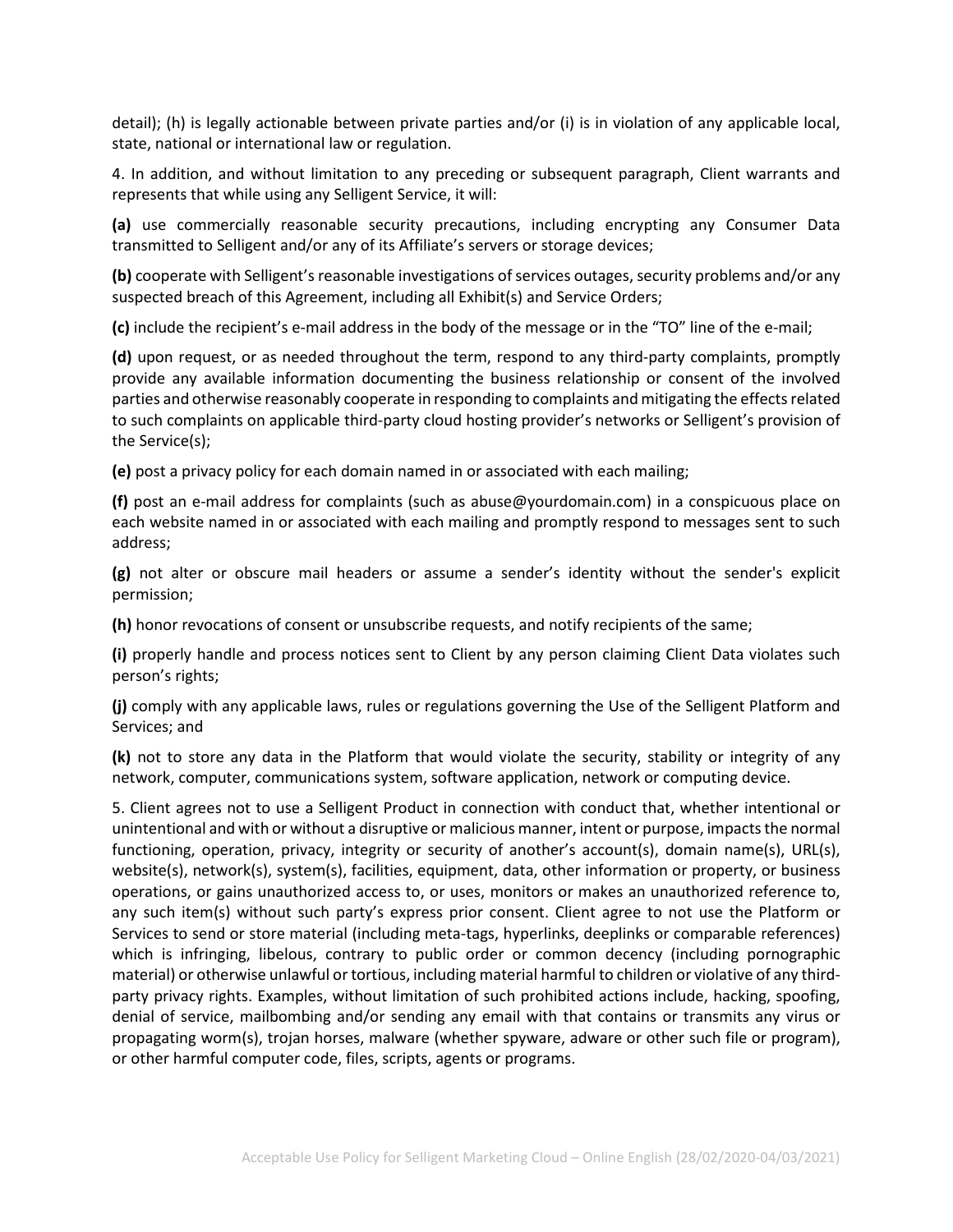detail); (h) is legally actionable between private parties and/or (i) is in violation of any applicable local, state, national or international law or regulation.

4. In addition, and without limitation to any preceding or subsequent paragraph, Client warrants and represents that while using any Selligent Service, it will:

**(a)** use commercially reasonable security precautions, including encrypting any Consumer Data transmitted to Selligent and/or any of its Affiliate's servers or storage devices;

**(b)** cooperate with Selligent's reasonable investigations of services outages, security problems and/or any suspected breach of this Agreement, including all Exhibit(s) and Service Orders;

**(c)** include the recipient's e-mail address in the body of the message or in the "TO" line of the e-mail;

**(d)** upon request, or as needed throughout the term, respond to any third-party complaints, promptly provide any available information documenting the business relationship or consent of the involved parties and otherwise reasonably cooperate in responding to complaints and mitigating the effects related to such complaints on applicable third-party cloud hosting provider's networks or Selligent's provision of the Service(s);

**(e)** post a privacy policy for each domain named in or associated with each mailing;

**(f)** post an e-mail address for complaints (such as abuse@yourdomain.com) in a conspicuous place on each website named in or associated with each mailing and promptly respond to messages sent to such address;

**(g)** not alter or obscure mail headers or assume a sender's identity without the sender's explicit permission;

**(h)** honor revocations of consent or unsubscribe requests, and notify recipients of the same;

**(i)** properly handle and process notices sent to Client by any person claiming Client Data violates such person's rights;

**(j)** comply with any applicable laws, rules or regulations governing the Use of the Selligent Platform and Services; and

**(k)** not to store any data in the Platform that would violate the security, stability or integrity of any network, computer, communications system, software application, network or computing device.

5. Client agrees not to use a Selligent Product in connection with conduct that, whether intentional or unintentional and with or without a disruptive or malicious manner, intent or purpose, impacts the normal functioning, operation, privacy, integrity or security of another's account(s), domain name(s), URL(s), website(s), network(s), system(s), facilities, equipment, data, other information or property, or business operations, or gains unauthorized access to, or uses, monitors or makes an unauthorized reference to, any such item(s) without such party's express prior consent. Client agree to not use the Platform or Services to send or store material (including meta-tags, hyperlinks, deeplinks or comparable references) which is infringing, libelous, contrary to public order or common decency (including pornographic material) or otherwise unlawful or tortious, including material harmful to children or violative of any third-party privacy rights. Examples, without limitation of such prohibited actions include, hacking, spoofing, denial of service, mailbombing and/or sending any email with that contains or transmits any virus or propagating worm(s), trojan horses, malware (whether spyware, adware or other such file or program), or other harmful computer code, files, scripts, agents or programs.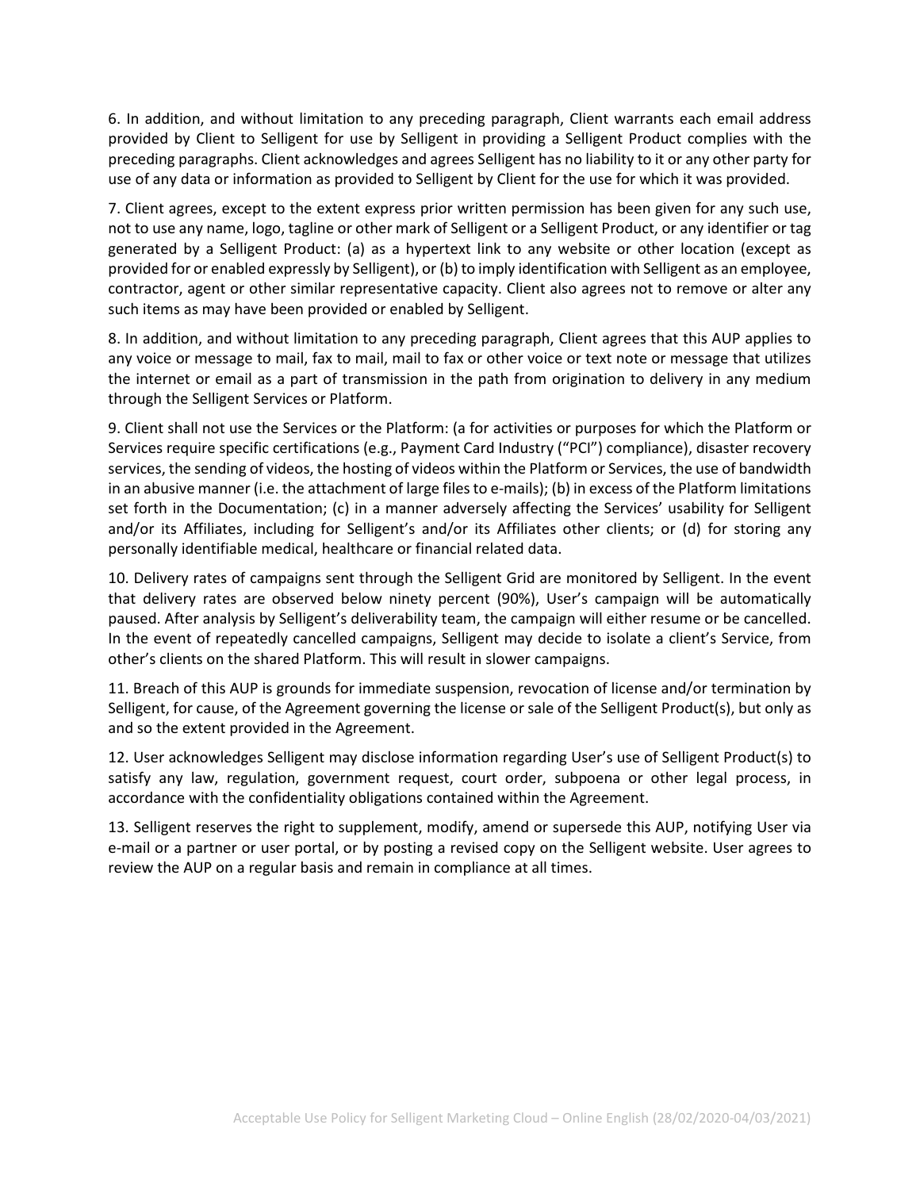6. In addition, and without limitation to any preceding paragraph, Client warrants each email address provided by Client to Selligent for use by Selligent in providing a Selligent Product complies with the preceding paragraphs. Client acknowledges and agrees Selligent has no liability to it or any other party for use of any data or information as provided to Selligent by Client for the use for which it was provided.

7. Client agrees, except to the extent express prior written permission has been given for any such use, not to use any name, logo, tagline or other mark of Selligent or a Selligent Product, or any identifier or tag generated by a Selligent Product: (a) as a hypertext link to any website or other location (except as provided for or enabled expressly by Selligent), or (b) to imply identification with Selligent as an employee, contractor, agent or other similar representative capacity. Client also agrees not to remove or alter any such items as may have been provided or enabled by Selligent.

8. In addition, and without limitation to any preceding paragraph, Client agrees that this AUP applies to any voice or message to mail, fax to mail, mail to fax or other voice or text note or message that utilizes the internet or email as a part of transmission in the path from origination to delivery in any medium through the Selligent Services or Platform.

9. Client shall not use the Services or the Platform: (a for activities or purposes for which the Platform or Services require specific certifications (e.g., Payment Card Industry ("PCI") compliance), disaster recovery services, the sending of videos, the hosting of videos within the Platform or Services, the use of bandwidth in an abusive manner (i.e. the attachment of large files to e-mails); (b) in excess of the Platform limitations set forth in the Documentation; (c) in a manner adversely affecting the Services' usability for Selligent and/or its Affiliates, including for Selligent's and/or its Affiliates other clients; or (d) for storing any personally identifiable medical, healthcare or financial related data.

10. Delivery rates of campaigns sent through the Selligent Grid are monitored by Selligent. In the event that delivery rates are observed below ninety percent (90%), User's campaign will be automatically paused. After analysis by Selligent's deliverability team, the campaign will either resume or be cancelled. In the event of repeatedly cancelled campaigns, Selligent may decide to isolate a client's Service, from other's clients on the shared Platform. This will result in slower campaigns.

11. Breach of this AUP is grounds for immediate suspension, revocation of license and/or termination by Selligent, for cause, of the Agreement governing the license or sale of the Selligent Product(s), but only as and so the extent provided in the Agreement.

12. User acknowledges Selligent may disclose information regarding User's use of Selligent Product(s) to satisfy any law, regulation, government request, court order, subpoena or other legal process, in accordance with the confidentiality obligations contained within the Agreement.

13. Selligent reserves the right to supplement, modify, amend or supersede this AUP, notifying User via e-mail or a partner or user portal, or by posting a revised copy on the Selligent website. User agrees to review the AUP on a regular basis and remain in compliance at all times.